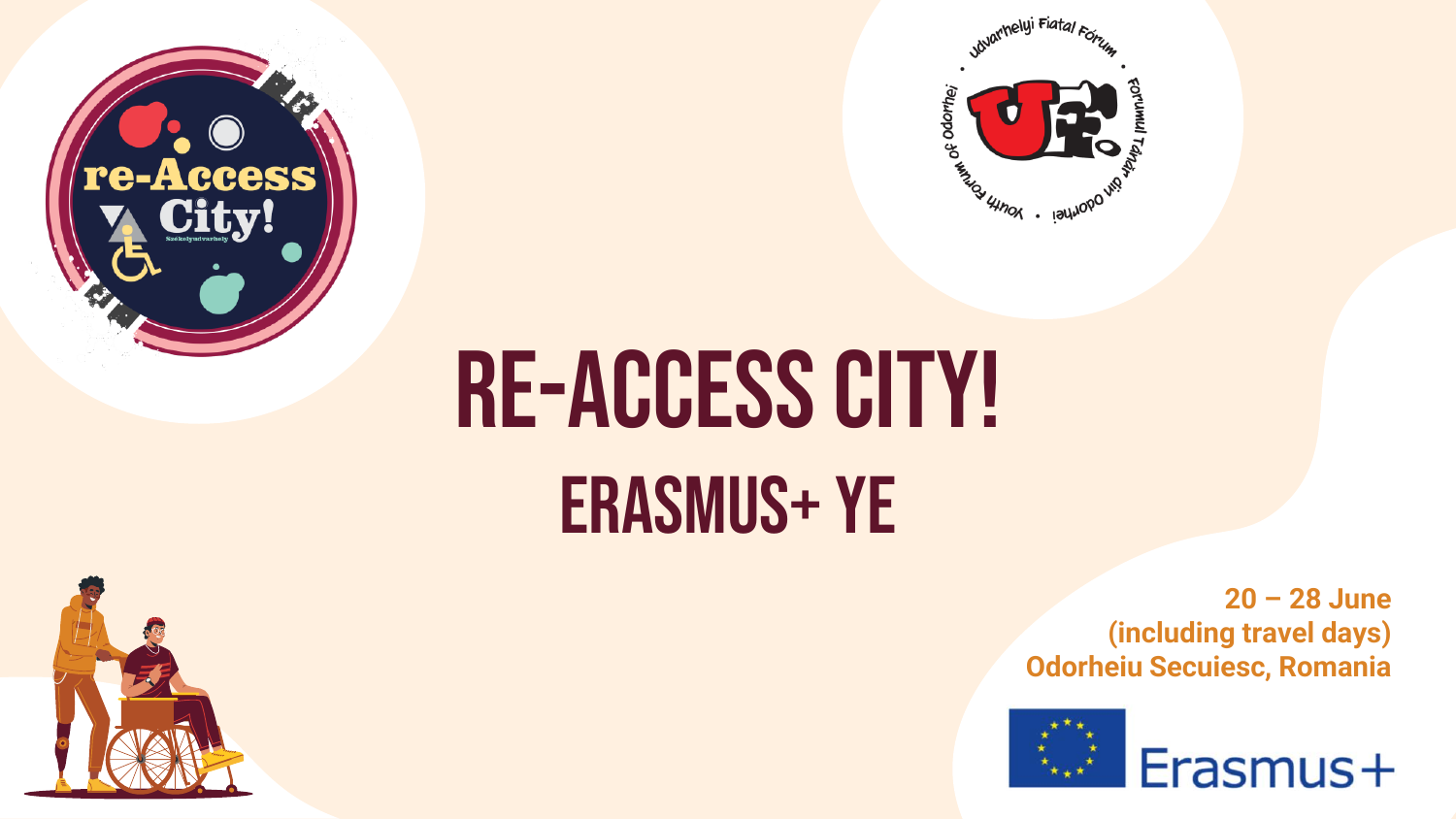# RE-ACCESS CITY!

## ERASMUS+ YE

**20 – 28 June (including travel days)**
**Odorheiu Secuiesc, Romania**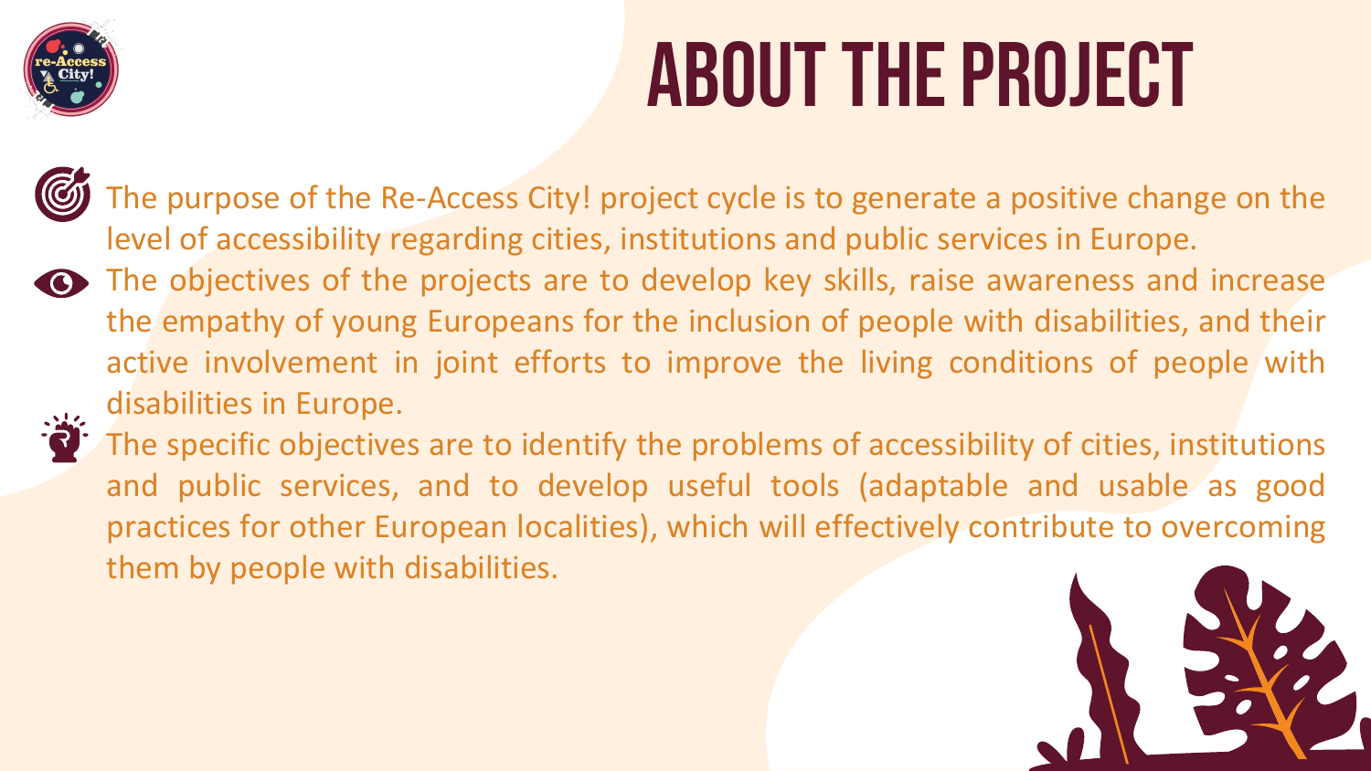# ABOUT THE PROJECT

- The purpose of the Re-Access City! project cycle is to generate a positive change on the level of accessibility regarding cities, institutions and public services in Europe.
- The objectives of the projects are to develop key skills, raise awareness and increase the empathy of young Europeans for the inclusion of people with disabilities, and their active involvement in joint efforts to improve the living conditions of people with disabilities in Europe.
- The specific objectives are to identify the problems of accessibility of cities, institutions and public services, and to develop useful tools (adaptable and usable as good practices for other European localities), which will effectively contribute to overcoming them by people with disabilities.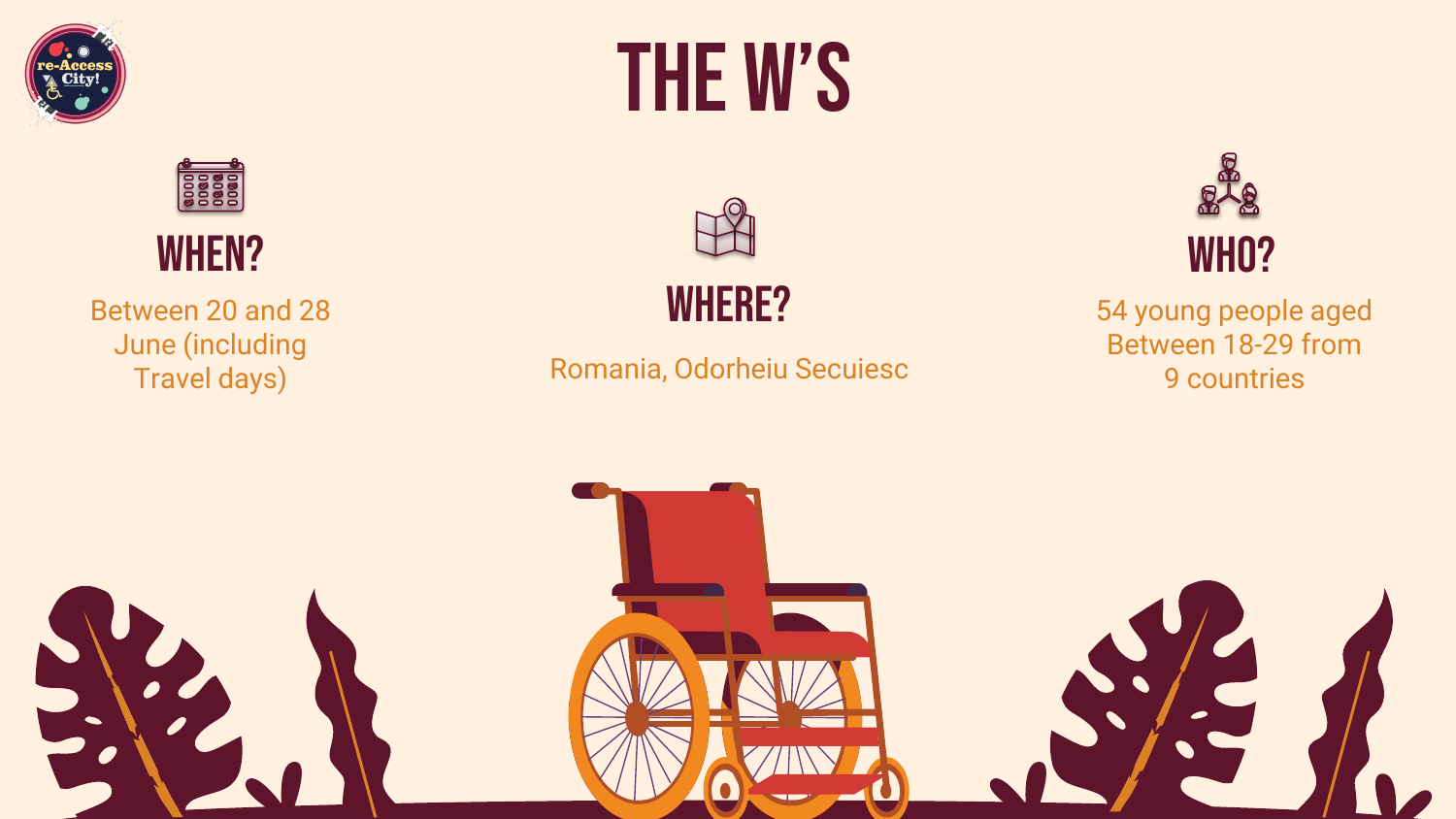# THE W'S

## WHEN?

Between 20 and 28 June (including Travel days)

## WHERE?

Romania, Odorheiu Secuiesc

## WHO?

54 young people aged Between 18-29 from 9 countries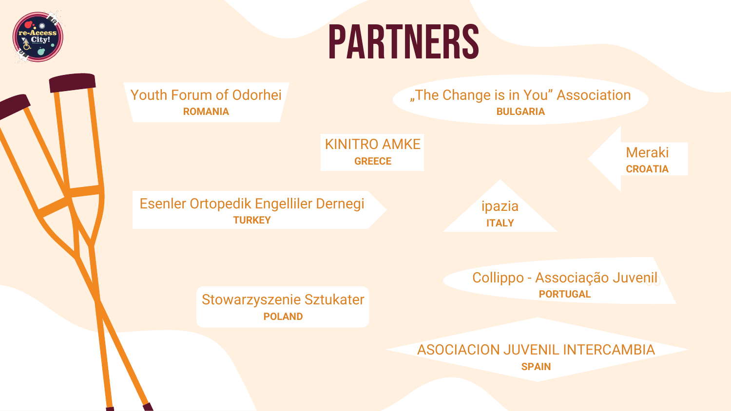# PARTNERS

- Youth Forum of Odorhei
  **ROMANIA**
- „The Change is in You" Association
  **BULGARIA**
- KINITRO AMKE
  **GREECE**
- Meraki
  **CROATIA**
- Esenler Ortopedik Engelliler Dernegi
  **TURKEY**
- ipazia
  **ITALY**
- Collippo - Associação Juvenil
  **PORTUGAL**
- Stowarzyszenie Sztukater
  **POLAND**
- ASOCIACION JUVENIL INTERCAMBIA
  **SPAIN**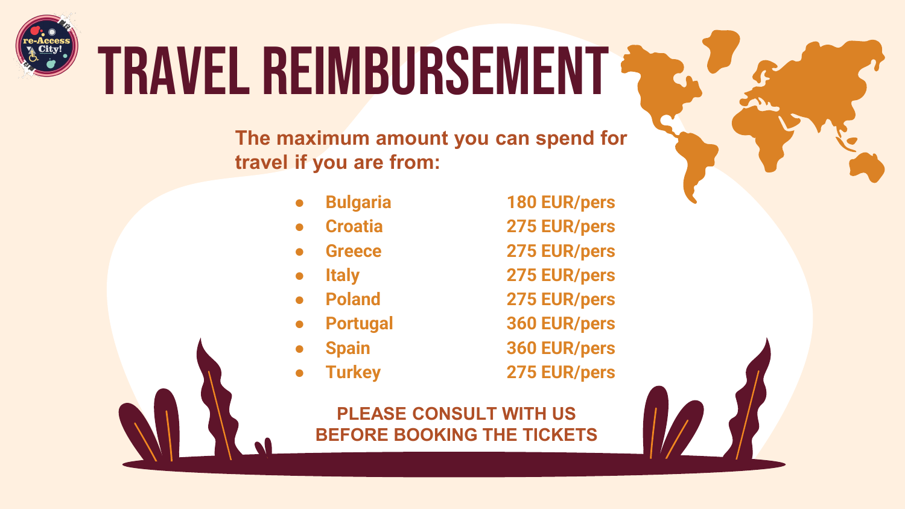# TRAVEL REIMBURSEMENT

**The maximum amount you can spend for travel if you are from:**

- **Bulgaria** — **180 EUR/pers**
- **Croatia** — **275 EUR/pers**
- **Greece** — **275 EUR/pers**
- **Italy** — **275 EUR/pers**
- **Poland** — **275 EUR/pers**
- **Portugal** — **360 EUR/pers**
- **Spain** — **360 EUR/pers**
- **Turkey** — **275 EUR/pers**

**PLEASE CONSULT WITH US BEFORE BOOKING THE TICKETS**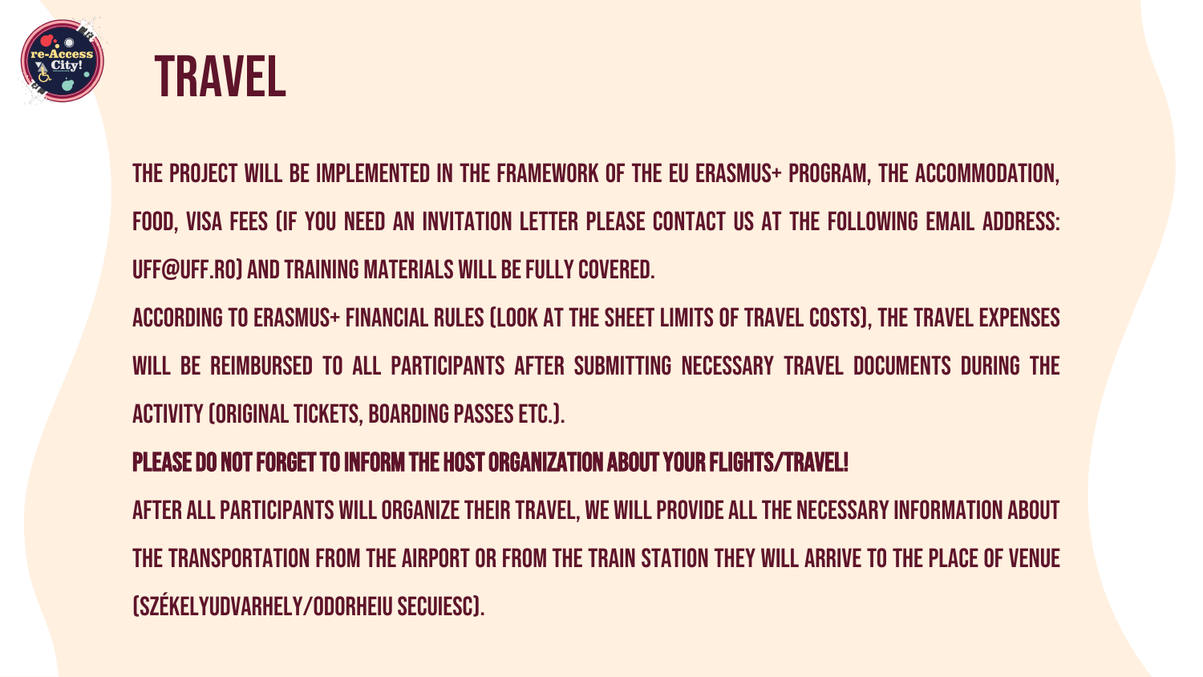# TRAVEL

THE PROJECT WILL BE IMPLEMENTED IN THE FRAMEWORK OF THE EU ERASMUS+ PROGRAM, THE ACCOMMODATION, FOOD, VISA FEES (IF YOU NEED AN INVITATION LETTER PLEASE CONTACT US AT THE FOLLOWING EMAIL ADDRESS: UFF@UFF.RO) AND TRAINING MATERIALS WILL BE FULLY COVERED.

ACCORDING TO ERASMUS+ FINANCIAL RULES (LOOK AT THE SHEET LIMITS OF TRAVEL COSTS), THE TRAVEL EXPENSES WILL BE REIMBURSED TO ALL PARTICIPANTS AFTER SUBMITTING NECESSARY TRAVEL DOCUMENTS DURING THE ACTIVITY (ORIGINAL TICKETS, BOARDING PASSES ETC.).

**PLEASE DO NOT FORGET TO INFORM THE HOST ORGANIZATION ABOUT YOUR FLIGHTS/TRAVEL!**

AFTER ALL PARTICIPANTS WILL ORGANIZE THEIR TRAVEL, WE WILL PROVIDE ALL THE NECESSARY INFORMATION ABOUT THE TRANSPORTATION FROM THE AIRPORT OR FROM THE TRAIN STATION THEY WILL ARRIVE TO THE PLACE OF VENUE (SZÉKELYUDVARHELY/ODORHEIU SECUIESC).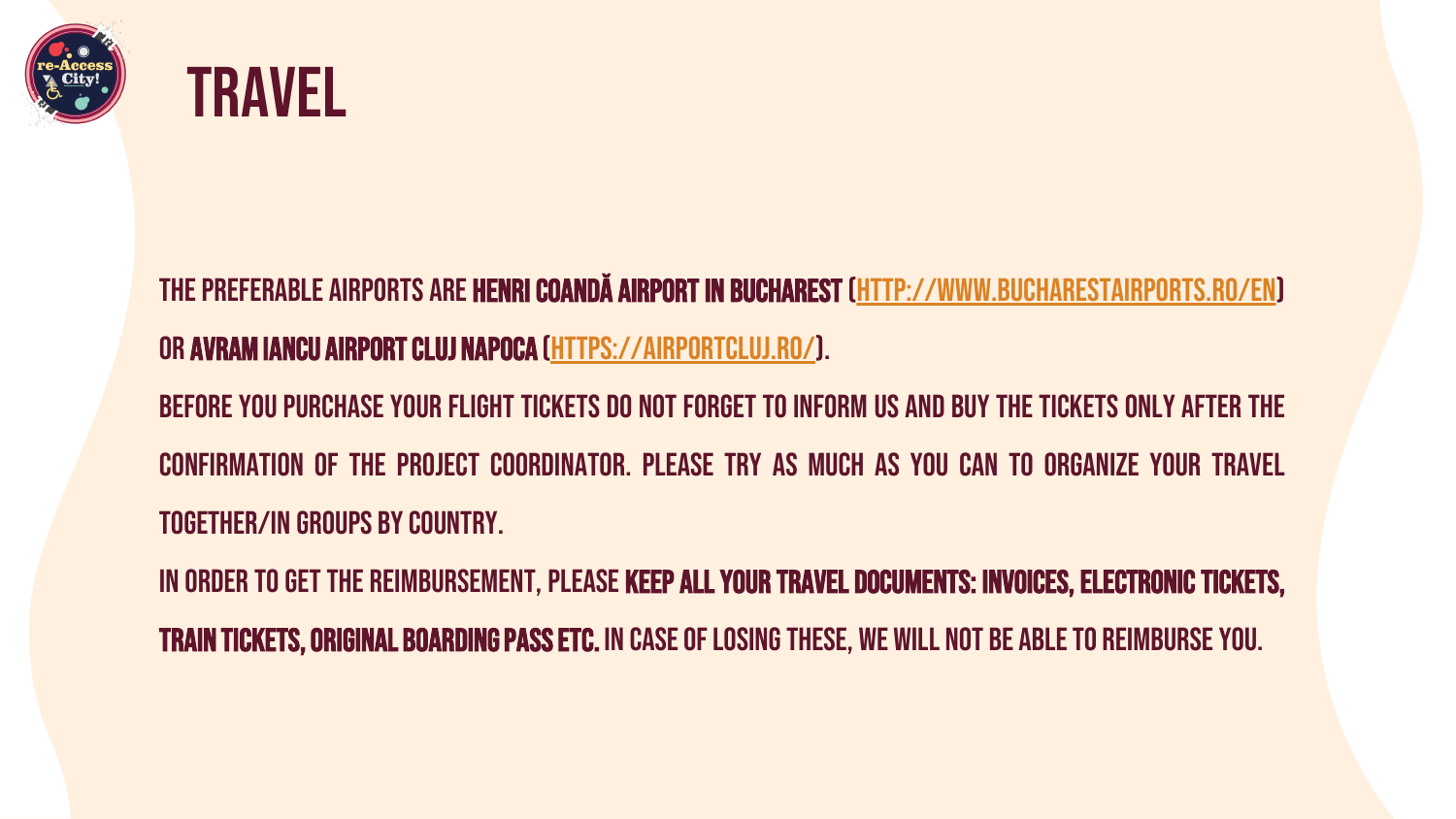# TRAVEL

THE PREFERABLE AIRPORTS ARE **HENRI COANDĂ AIRPORT IN BUCHAREST** ([HTTP://WWW.BUCHARESTAIRPORTS.RO/EN](http://www.bucharestairports.ro/en)) OR **AVRAM IANCU AIRPORT CLUJ NAPOCA** ([HTTPS://AIRPORTCLUJ.RO/](https://airportcluj.ro/)).

BEFORE YOU PURCHASE YOUR FLIGHT TICKETS DO NOT FORGET TO INFORM US AND BUY THE TICKETS ONLY AFTER THE CONFIRMATION OF THE PROJECT COORDINATOR. PLEASE TRY AS MUCH AS YOU CAN TO ORGANIZE YOUR TRAVEL TOGETHER/IN GROUPS BY COUNTRY.

IN ORDER TO GET THE REIMBURSEMENT, PLEASE **KEEP ALL YOUR TRAVEL DOCUMENTS: INVOICES, ELECTRONIC TICKETS, TRAIN TICKETS, ORIGINAL BOARDING PASS ETC.** IN CASE OF LOSING THESE, WE WILL NOT BE ABLE TO REIMBURSE YOU.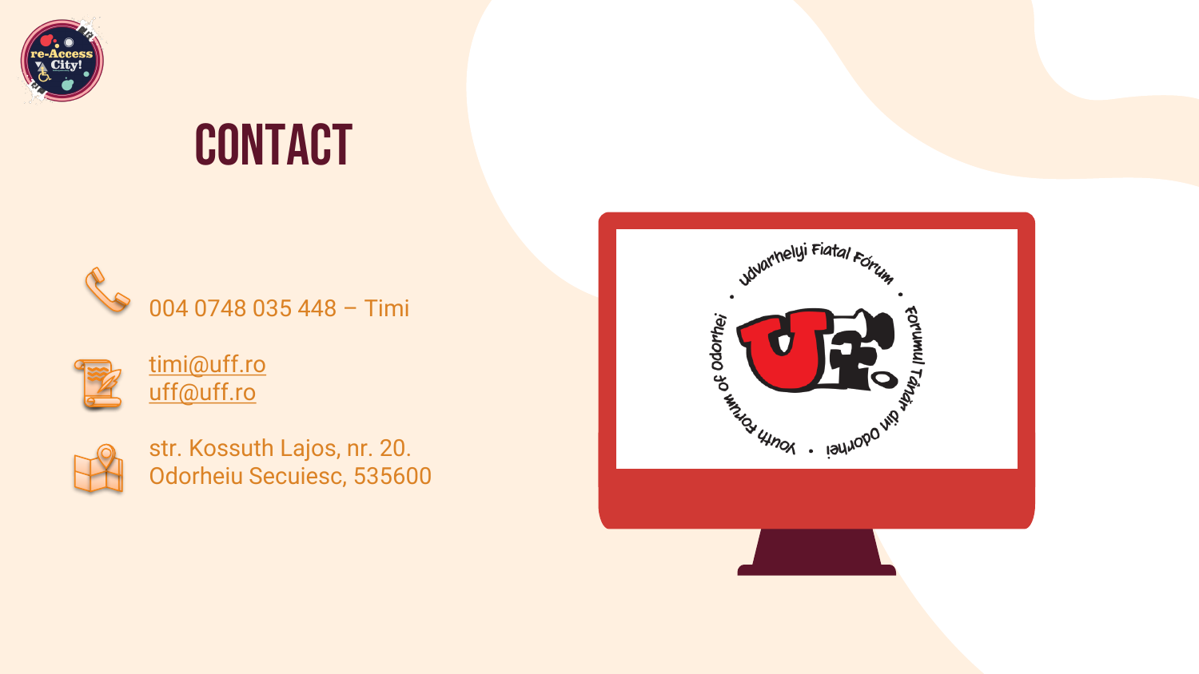# CONTACT

004 0748 035 448 – Timi

timi@uff.ro
uff@uff.ro

str. Kossuth Lajos, nr. 20.
Odorheiu Secuiesc, 535600